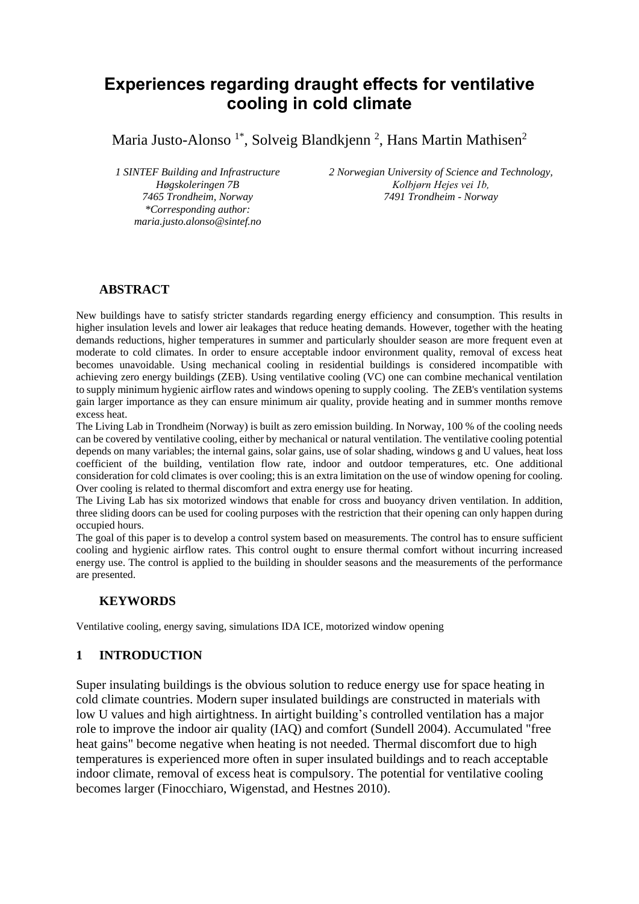# Experiences regarding draught effects for ventilative cooling in cold climate

Maria Justo-Alonso [1*], Solveig Blandkjenn [2], Hans Martin Mathisen[2]

*1 SINTEF Building and Infrastructure*
*Høgskoleringen 7B*
*7465 Trondheim, Norway*
*\*Corresponding author: maria.justo.alonso@sintef.no*

*2 Norwegian University of Science and Technology,*
*Kolbjørn Hejes vei 1b,*
*7491 Trondheim - Norway*

## ABSTRACT

New buildings have to satisfy stricter standards regarding energy efficiency and consumption. This results in higher insulation levels and lower air leakages that reduce heating demands. However, together with the heating demands reductions, higher temperatures in summer and particularly shoulder season are more frequent even at moderate to cold climates. In order to ensure acceptable indoor environment quality, removal of excess heat becomes unavoidable. Using mechanical cooling in residential buildings is considered incompatible with achieving zero energy buildings (ZEB). Using ventilative cooling (VC) one can combine mechanical ventilation to supply minimum hygienic airflow rates and windows opening to supply cooling. The ZEB's ventilation systems gain larger importance as they can ensure minimum air quality, provide heating and in summer months remove excess heat.

The Living Lab in Trondheim (Norway) is built as zero emission building. In Norway, 100 % of the cooling needs can be covered by ventilative cooling, either by mechanical or natural ventilation. The ventilative cooling potential depends on many variables; the internal gains, solar gains, use of solar shading, windows g and U values, heat loss coefficient of the building, ventilation flow rate, indoor and outdoor temperatures, etc. One additional consideration for cold climates is over cooling; this is an extra limitation on the use of window opening for cooling. Over cooling is related to thermal discomfort and extra energy use for heating.

The Living Lab has six motorized windows that enable for cross and buoyancy driven ventilation. In addition, three sliding doors can be used for cooling purposes with the restriction that their opening can only happen during occupied hours.

The goal of this paper is to develop a control system based on measurements. The control has to ensure sufficient cooling and hygienic airflow rates. This control ought to ensure thermal comfort without incurring increased energy use. The control is applied to the building in shoulder seasons and the measurements of the performance are presented.

## KEYWORDS

Ventilative cooling, energy saving, simulations IDA ICE, motorized window opening

## 1 INTRODUCTION

Super insulating buildings is the obvious solution to reduce energy use for space heating in cold climate countries. Modern super insulated buildings are constructed in materials with low U values and high airtightness. In airtight building's controlled ventilation has a major role to improve the indoor air quality (IAQ) and comfort (Sundell 2004). Accumulated "free heat gains" become negative when heating is not needed. Thermal discomfort due to high temperatures is experienced more often in super insulated buildings and to reach acceptable indoor climate, removal of excess heat is compulsory. The potential for ventilative cooling becomes larger (Finocchiaro, Wigenstad, and Hestnes 2010).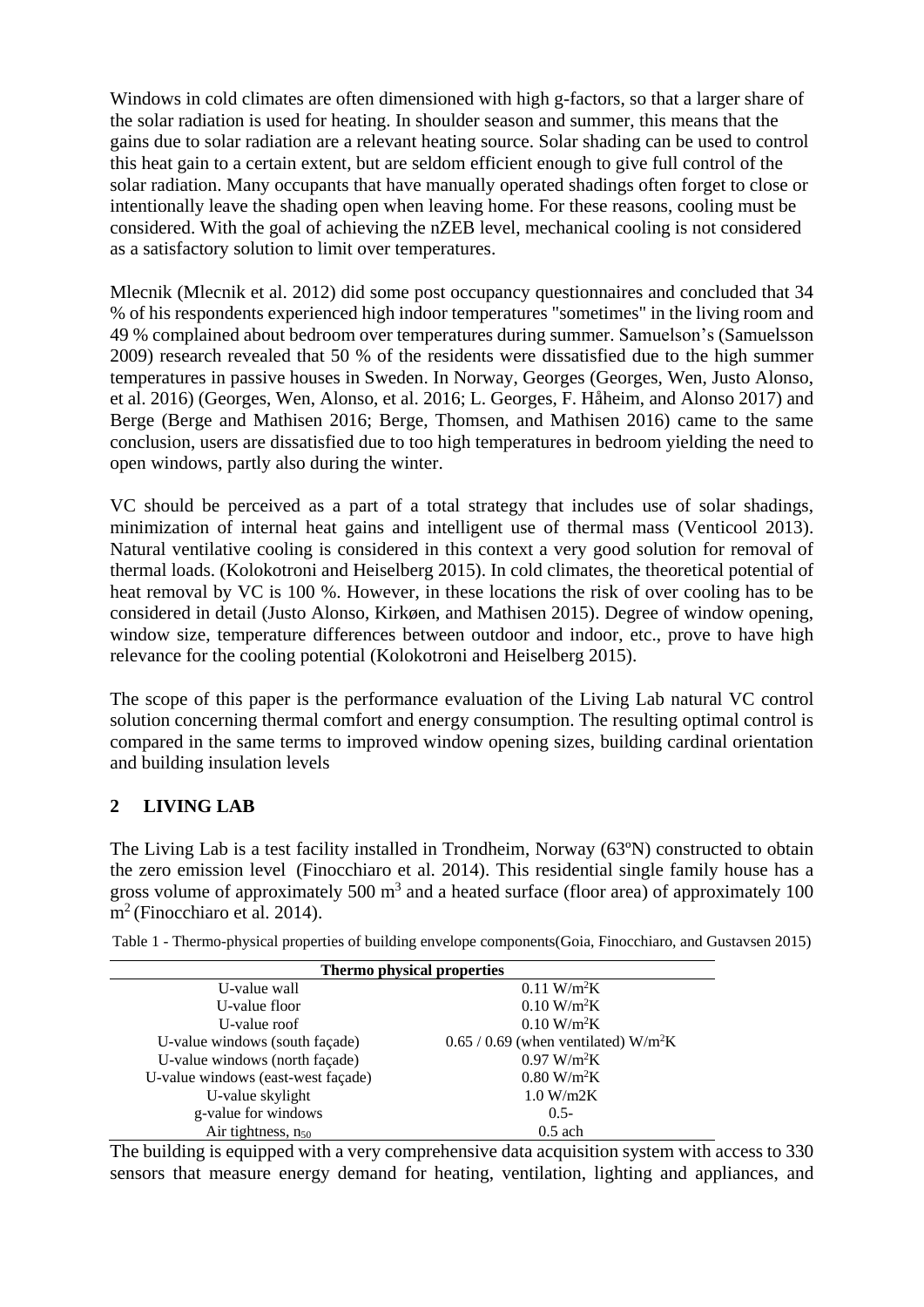Windows in cold climates are often dimensioned with high g-factors, so that a larger share of the solar radiation is used for heating. In shoulder season and summer, this means that the gains due to solar radiation are a relevant heating source. Solar shading can be used to control this heat gain to a certain extent, but are seldom efficient enough to give full control of the solar radiation. Many occupants that have manually operated shadings often forget to close or intentionally leave the shading open when leaving home. For these reasons, cooling must be considered. With the goal of achieving the nZEB level, mechanical cooling is not considered as a satisfactory solution to limit over temperatures.

Mlecnik (Mlecnik et al. 2012) did some post occupancy questionnaires and concluded that 34 % of his respondents experienced high indoor temperatures "sometimes" in the living room and 49 % complained about bedroom over temperatures during summer. Samuelson's (Samuelsson 2009) research revealed that 50 % of the residents were dissatisfied due to the high summer temperatures in passive houses in Sweden. In Norway, Georges (Georges, Wen, Justo Alonso, et al. 2016) (Georges, Wen, Alonso, et al. 2016; L. Georges, F. Håheim, and Alonso 2017) and Berge (Berge and Mathisen 2016; Berge, Thomsen, and Mathisen 2016) came to the same conclusion, users are dissatisfied due to too high temperatures in bedroom yielding the need to open windows, partly also during the winter.

VC should be perceived as a part of a total strategy that includes use of solar shadings, minimization of internal heat gains and intelligent use of thermal mass (Venticool 2013). Natural ventilative cooling is considered in this context a very good solution for removal of thermal loads. (Kolokotroni and Heiselberg 2015). In cold climates, the theoretical potential of heat removal by VC is 100 %. However, in these locations the risk of over cooling has to be considered in detail (Justo Alonso, Kirkøen, and Mathisen 2015). Degree of window opening, window size, temperature differences between outdoor and indoor, etc., prove to have high relevance for the cooling potential (Kolokotroni and Heiselberg 2015).

The scope of this paper is the performance evaluation of the Living Lab natural VC control solution concerning thermal comfort and energy consumption. The resulting optimal control is compared in the same terms to improved window opening sizes, building cardinal orientation and building insulation levels

## 2 LIVING LAB

The Living Lab is a test facility installed in Trondheim, Norway (63ºN) constructed to obtain the zero emission level (Finocchiaro et al. 2014). This residential single family house has a gross volume of approximately 500 $m^3$ and a heated surface (floor area) of approximately 100 $m^2$ (Finocchiaro et al. 2014).

Table 1 - Thermo-physical properties of building envelope components(Goia, Finocchiaro, and Gustavsen 2015)

| Thermo physical properties | |
|---|---|
| U-value wall | 0.11 $W/m^2K$ |
| U-value floor | 0.10 $W/m^2K$ |
| U-value roof | 0.10 $W/m^2K$ |
| U-value windows (south façade) | 0.65 / 0.69 (when ventilated) $W/m^2K$ |
| U-value windows (north façade) | 0.97 $W/m^2K$ |
| U-value windows (east-west façade) | 0.80 $W/m^2K$ |
| U-value skylight | 1.0 W/m2K |
| g-value for windows | 0.5- |
| Air tightness, $n_{50}$ | 0.5 ach |

The building is equipped with a very comprehensive data acquisition system with access to 330 sensors that measure energy demand for heating, ventilation, lighting and appliances, and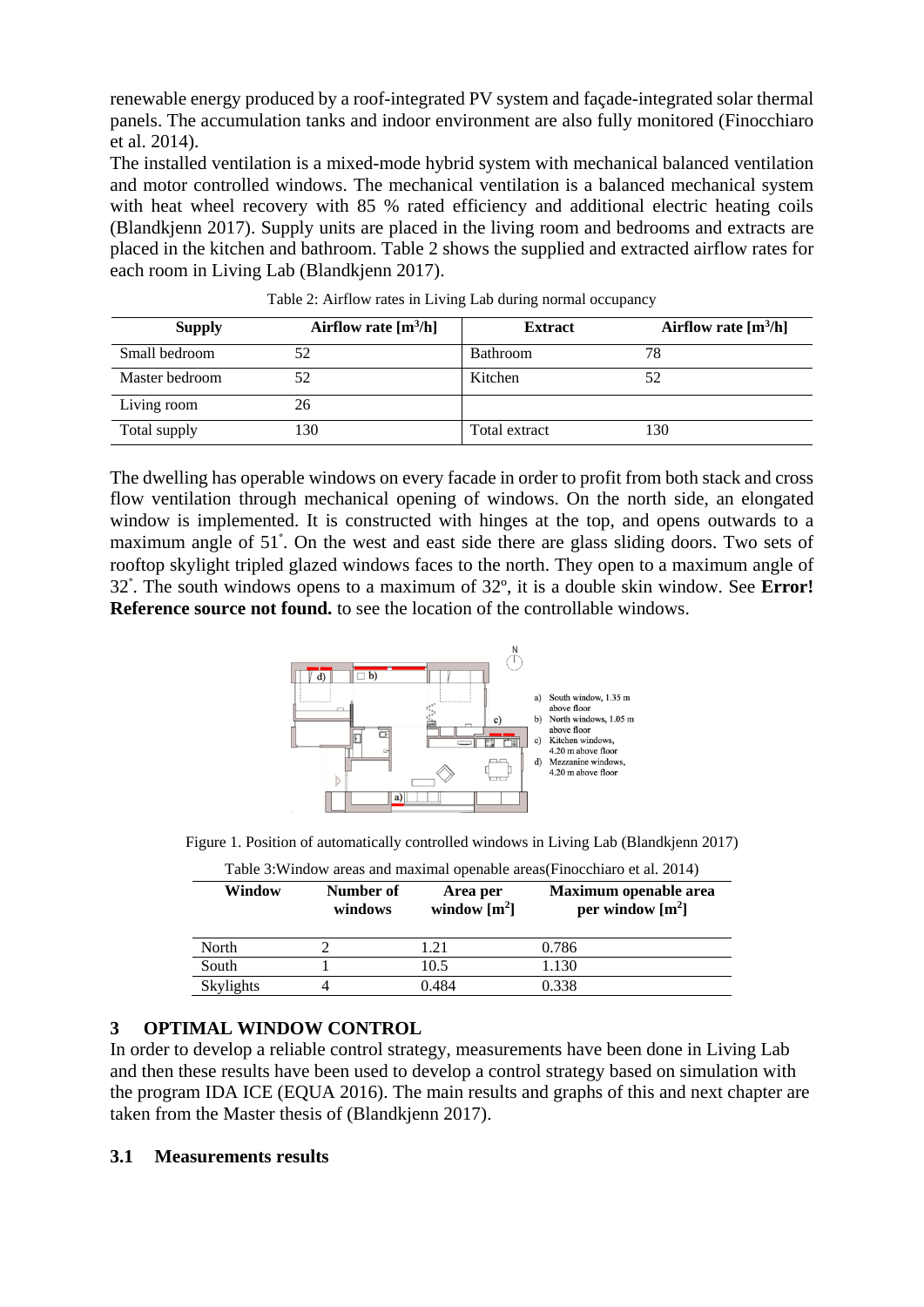renewable energy produced by a roof-integrated PV system and façade-integrated solar thermal panels. The accumulation tanks and indoor environment are also fully monitored (Finocchiaro et al. 2014).

The installed ventilation is a mixed-mode hybrid system with mechanical balanced ventilation and motor controlled windows. The mechanical ventilation is a balanced mechanical system with heat wheel recovery with 85 % rated efficiency and additional electric heating coils (Blandkjenn 2017). Supply units are placed in the living room and bedrooms and extracts are placed in the kitchen and bathroom. Table 2 shows the supplied and extracted airflow rates for each room in Living Lab (Blandkjenn 2017).

Table 2: Airflow rates in Living Lab during normal occupancy

| Supply | Airflow rate [m³/h] | Extract | Airflow rate [m³/h] |
|---|---|---|---|
| Small bedroom | 52 | Bathroom | 78 |
| Master bedroom | 52 | Kitchen | 52 |
| Living room | 26 | | |
| Total supply | 130 | Total extract | 130 |

The dwelling has operable windows on every facade in order to profit from both stack and cross flow ventilation through mechanical opening of windows. On the north side, an elongated window is implemented. It is constructed with hinges at the top, and opens outwards to a maximum angle of 51˚. On the west and east side there are glass sliding doors. Two sets of rooftop skylight tripled glazed windows faces to the north. They open to a maximum angle of 32˚. The south windows opens to a maximum of 32º, it is a double skin window. See **Error! Reference source not found.** to see the location of the controllable windows.

a) South window, 1.35 m above floor
b) North windows, 1.05 m above floor
c) Kitchen windows, 4.20 m above floor
d) Mezzanine windows, 4.20 m above floor

Figure 1. Position of automatically controlled windows in Living Lab (Blandkjenn 2017)

Table 3:Window areas and maximal openable areas(Finocchiaro et al. 2014)

| Window | Number of windows | Area per window [m²] | Maximum openable area per window [m²] |
|---|---|---|---|
| North | 2 | 1.21 | 0.786 |
| South | 1 | 10.5 | 1.130 |
| Skylights | 4 | 0.484 | 0.338 |

## 3 OPTIMAL WINDOW CONTROL

In order to develop a reliable control strategy, measurements have been done in Living Lab and then these results have been used to develop a control strategy based on simulation with the program IDA ICE (EQUA 2016). The main results and graphs of this and next chapter are taken from the Master thesis of (Blandkjenn 2017).

### 3.1 Measurements results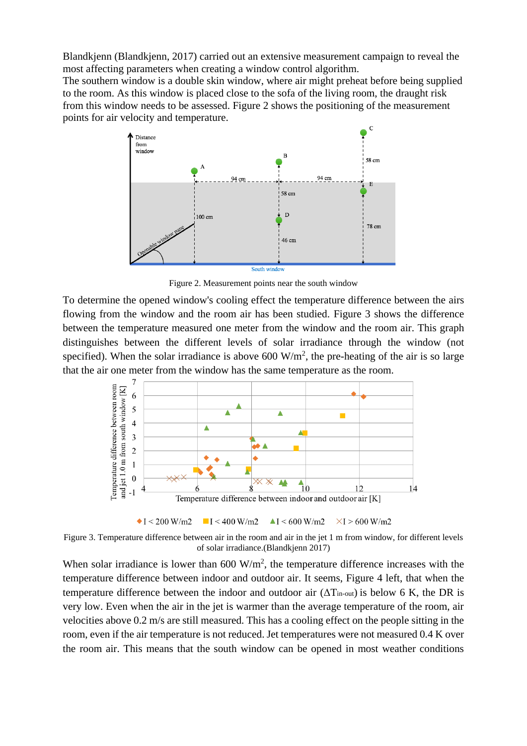Blandkjenn (Blandkjenn, 2017) carried out an extensive measurement campaign to reveal the most affecting parameters when creating a window control algorithm.
The southern window is a double skin window, where air might preheat before being supplied to the room. As this window is placed close to the sofa of the living room, the draught risk from this window needs to be assessed. Figure 2 shows the positioning of the measurement points for air velocity and temperature.

Figure 2. Measurement points near the south window

To determine the opened window's cooling effect the temperature difference between the airs flowing from the window and the room air has been studied. Figure 3 shows the difference between the temperature measured one meter from the window and the room air. This graph distinguishes between the different levels of solar irradiance through the window (not specified). When the solar irradiance is above 600 W/m$^2$, the pre-heating of the air is so large that the air one meter from the window has the same temperature as the room.

Figure 3. Temperature difference between air in the room and air in the jet 1 m from window, for different levels of solar irradiance.(Blandkjenn 2017)

When solar irradiance is lower than 600 W/m$^2$, the temperature difference increases with the temperature difference between indoor and outdoor air. It seems, Figure 4 left, that when the temperature difference between the indoor and outdoor air ($\Delta T_{in\text{-}out}$) is below 6 K, the DR is very low. Even when the air in the jet is warmer than the average temperature of the room, air velocities above 0.2 m/s are still measured. This has a cooling effect on the people sitting in the room, even if the air temperature is not reduced. Jet temperatures were not measured 0.4 K over the room air. This means that the south window can be opened in most weather conditions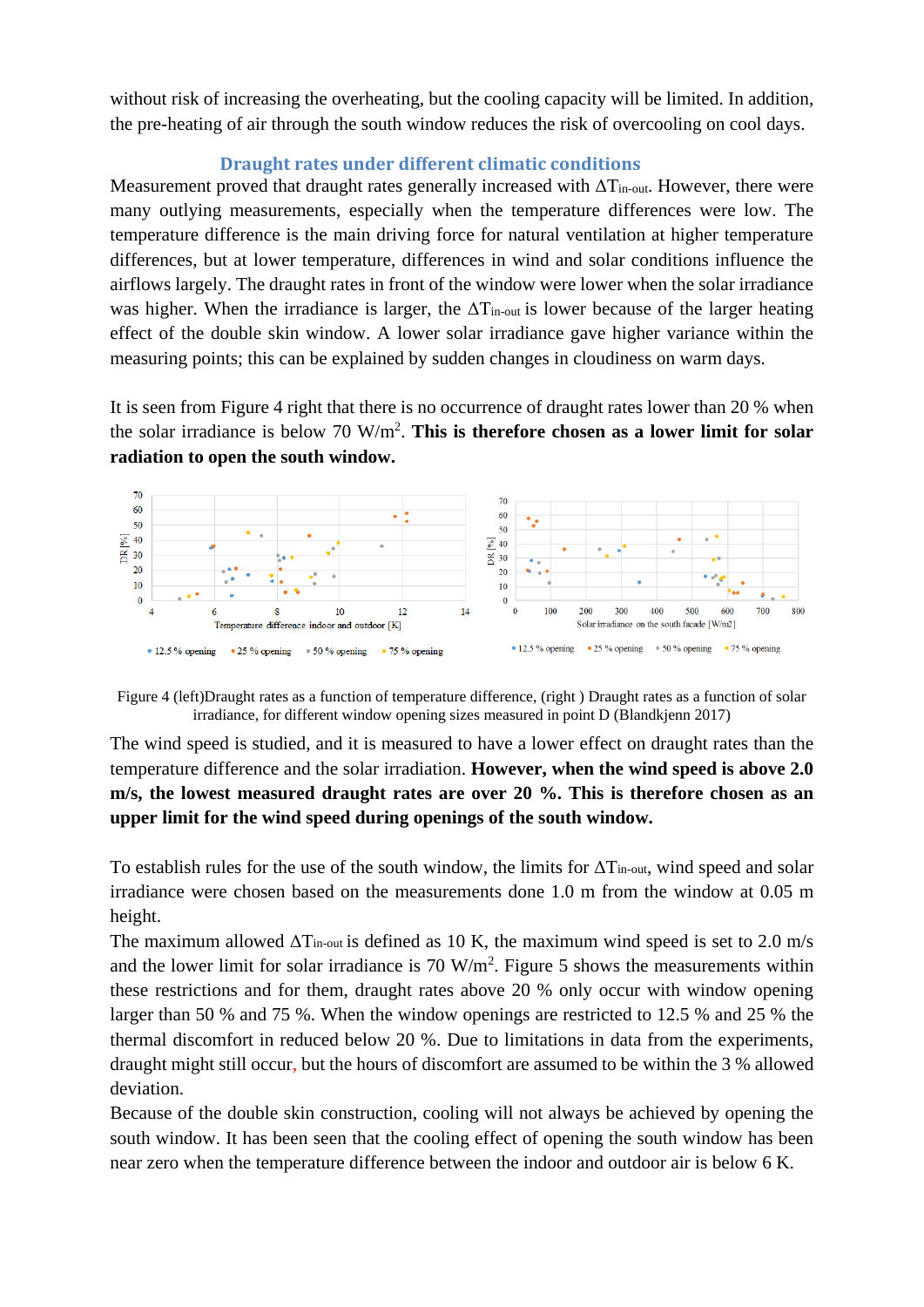without risk of increasing the overheating, but the cooling capacity will be limited. In addition, the pre-heating of air through the south window reduces the risk of overcooling on cool days.

### Draught rates under different climatic conditions

Measurement proved that draught rates generally increased with $\Delta T_{in\text{-}out}$. However, there were many outlying measurements, especially when the temperature differences were low. The temperature difference is the main driving force for natural ventilation at higher temperature differences, but at lower temperature, differences in wind and solar conditions influence the airflows largely. The draught rates in front of the window were lower when the solar irradiance was higher. When the irradiance is larger, the $\Delta T_{in\text{-}out}$ is lower because of the larger heating effect of the double skin window. A lower solar irradiance gave higher variance within the measuring points; this can be explained by sudden changes in cloudiness on warm days.

It is seen from Figure 4 right that there is no occurrence of draught rates lower than 20 % when the solar irradiance is below 70 W/m$^2$. **This is therefore chosen as a lower limit for solar radiation to open the south window.**

Figure 4 (left)Draught rates as a function of temperature difference, (right ) Draught rates as a function of solar irradiance, for different window opening sizes measured in point D (Blandkjenn 2017)

The wind speed is studied, and it is measured to have a lower effect on draught rates than the temperature difference and the solar irradiation. **However, when the wind speed is above 2.0 m/s, the lowest measured draught rates are over 20 %. This is therefore chosen as an upper limit for the wind speed during openings of the south window.**

To establish rules for the use of the south window, the limits for $\Delta T_{in\text{-}out}$, wind speed and solar irradiance were chosen based on the measurements done 1.0 m from the window at 0.05 m height.

The maximum allowed $\Delta T_{in\text{-}out}$ is defined as 10 K, the maximum wind speed is set to 2.0 m/s and the lower limit for solar irradiance is 70 W/m$^2$. Figure 5 shows the measurements within these restrictions and for them, draught rates above 20 % only occur with window opening larger than 50 % and 75 %. When the window openings are restricted to 12.5 % and 25 % the thermal discomfort in reduced below 20 %. Due to limitations in data from the experiments, draught might still occur, but the hours of discomfort are assumed to be within the 3 % allowed deviation.

Because of the double skin construction, cooling will not always be achieved by opening the south window. It has been seen that the cooling effect of opening the south window has been near zero when the temperature difference between the indoor and outdoor air is below 6 K.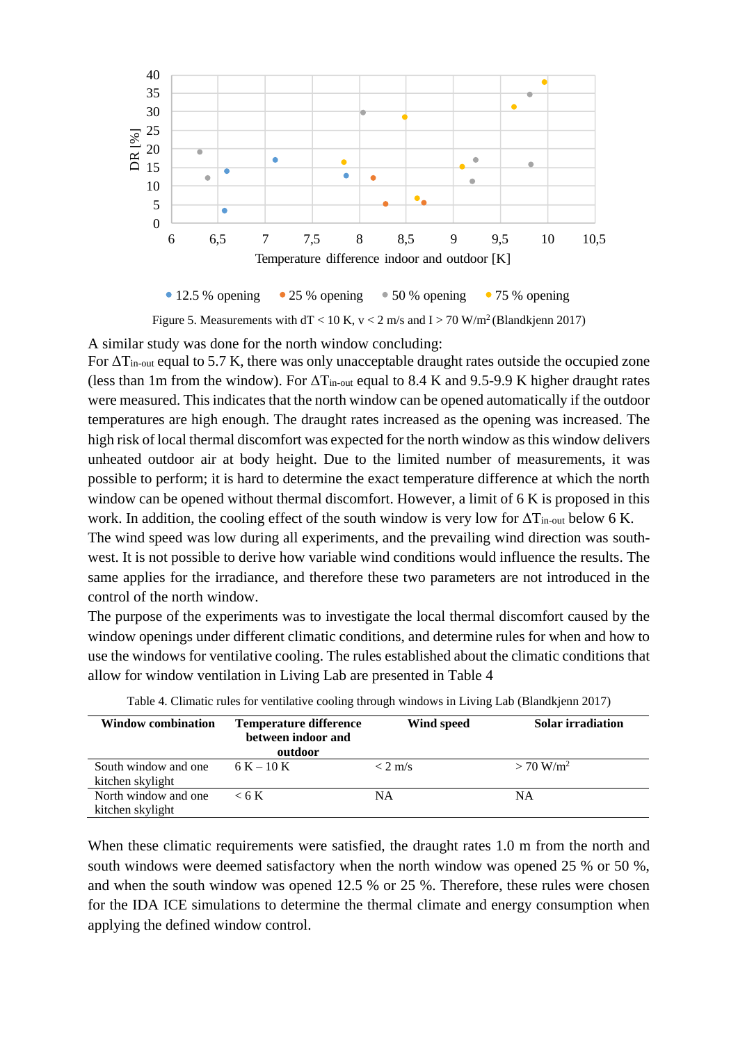Figure 5. Measurements with dT < 10 K, v < 2 m/s and I > 70 W/m$^2$ (Blandkjenn 2017)

A similar study was done for the north window concluding:
For $\Delta T_{in\text{-}out}$ equal to 5.7 K, there was only unacceptable draught rates outside the occupied zone (less than 1m from the window). For $\Delta T_{in\text{-}out}$ equal to 8.4 K and 9.5-9.9 K higher draught rates were measured. This indicates that the north window can be opened automatically if the outdoor temperatures are high enough. The draught rates increased as the opening was increased. The high risk of local thermal discomfort was expected for the north window as this window delivers unheated outdoor air at body height. Due to the limited number of measurements, it was possible to perform; it is hard to determine the exact temperature difference at which the north window can be opened without thermal discomfort. However, a limit of 6 K is proposed in this work. In addition, the cooling effect of the south window is very low for $\Delta T_{in\text{-}out}$ below 6 K.
The wind speed was low during all experiments, and the prevailing wind direction was south-west. It is not possible to derive how variable wind conditions would influence the results. The same applies for the irradiance, and therefore these two parameters are not introduced in the control of the north window.
The purpose of the experiments was to investigate the local thermal discomfort caused by the window openings under different climatic conditions, and determine rules for when and how to use the windows for ventilative cooling. The rules established about the climatic conditions that allow for window ventilation in Living Lab are presented in Table 4

Table 4. Climatic rules for ventilative cooling through windows in Living Lab (Blandkjenn 2017)

| Window combination | Temperature difference between indoor and outdoor | Wind speed | Solar irradiation |
|---|---|---|---|
| South window and one kitchen skylight | 6 K – 10 K | < 2 m/s | > 70 W/m$^2$ |
| North window and one kitchen skylight | < 6 K | NA | NA |

When these climatic requirements were satisfied, the draught rates 1.0 m from the north and south windows were deemed satisfactory when the north window was opened 25 % or 50 %, and when the south window was opened 12.5 % or 25 %. Therefore, these rules were chosen for the IDA ICE simulations to determine the thermal climate and energy consumption when applying the defined window control.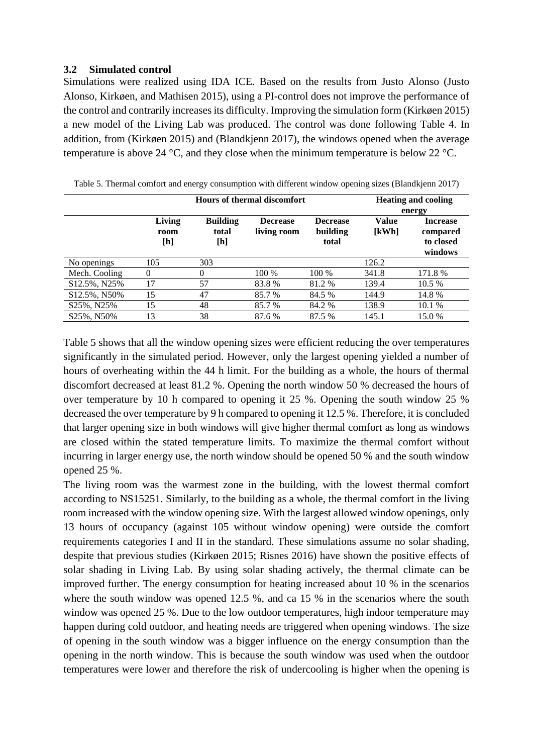### 3.2 Simulated control

Simulations were realized using IDA ICE. Based on the results from Justo Alonso (Justo Alonso, Kirkøen, and Mathisen 2015), using a PI-control does not improve the performance of the control and contrarily increases its difficulty. Improving the simulation form (Kirkøen 2015) a new model of the Living Lab was produced. The control was done following Table 4. In addition, from (Kirkøen 2015) and (Blandkjenn 2017), the windows opened when the average temperature is above 24 °C, and they close when the minimum temperature is below 22 °C.

Table 5. Thermal comfort and energy consumption with different window opening sizes (Blandkjenn 2017)

| | Hours of thermal discomfort | | | | Heating and cooling energy | |
|---|---|---|---|---|---|---|
| | **Living room [h]** | **Building total [h]** | **Decrease living room** | **Decrease building total** | **Value [kWh]** | **Increase compared to closed windows** |
| No openings | 105 | 303 | | | 126.2 | |
| Mech. Cooling | 0 | 0 | 100 % | 100 % | 341.8 | 171.8 % |
| S12.5%, N25% | 17 | 57 | 83.8 % | 81.2 % | 139.4 | 10.5 % |
| S12.5%, N50% | 15 | 47 | 85.7 % | 84.5 % | 144.9 | 14.8 % |
| S25%, N25% | 15 | 48 | 85.7 % | 84.2 % | 138.9 | 10.1 % |
| S25%, N50% | 13 | 38 | 87.6 % | 87.5 % | 145.1 | 15.0 % |

Table 5 shows that all the window opening sizes were efficient reducing the over temperatures significantly in the simulated period. However, only the largest opening yielded a number of hours of overheating within the 44 h limit. For the building as a whole, the hours of thermal discomfort decreased at least 81.2 %. Opening the north window 50 % decreased the hours of over temperature by 10 h compared to opening it 25 %. Opening the south window 25 % decreased the over temperature by 9 h compared to opening it 12.5 %. Therefore, it is concluded that larger opening size in both windows will give higher thermal comfort as long as windows are closed within the stated temperature limits. To maximize the thermal comfort without incurring in larger energy use, the north window should be opened 50 % and the south window opened 25 %.

The living room was the warmest zone in the building, with the lowest thermal comfort according to NS15251. Similarly, to the building as a whole, the thermal comfort in the living room increased with the window opening size. With the largest allowed window openings, only 13 hours of occupancy (against 105 without window opening) were outside the comfort requirements categories I and II in the standard. These simulations assume no solar shading, despite that previous studies (Kirkøen 2015; Risnes 2016) have shown the positive effects of solar shading in Living Lab. By using solar shading actively, the thermal climate can be improved further. The energy consumption for heating increased about 10 % in the scenarios where the south window was opened 12.5 %, and ca 15 % in the scenarios where the south window was opened 25 %. Due to the low outdoor temperatures, high indoor temperature may happen during cold outdoor, and heating needs are triggered when opening windows. The size of opening in the south window was a bigger influence on the energy consumption than the opening in the north window. This is because the south window was used when the outdoor temperatures were lower and therefore the risk of undercooling is higher when the opening is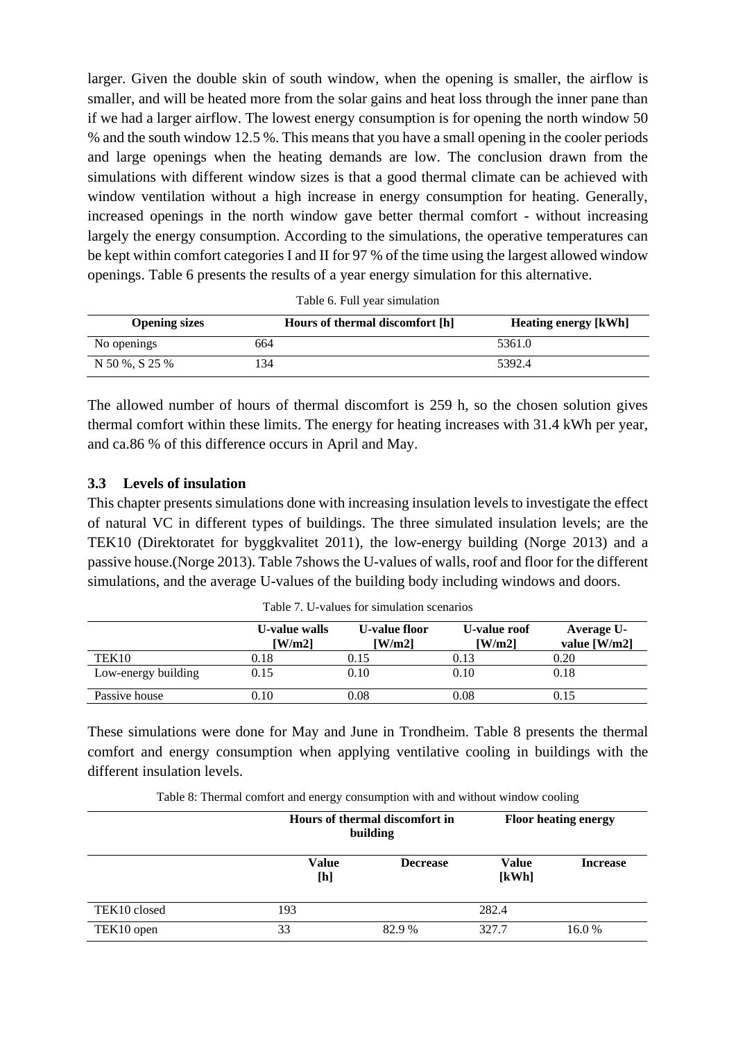larger. Given the double skin of south window, when the opening is smaller, the airflow is smaller, and will be heated more from the solar gains and heat loss through the inner pane than if we had a larger airflow. The lowest energy consumption is for opening the north window 50 % and the south window 12.5 %. This means that you have a small opening in the cooler periods and large openings when the heating demands are low. The conclusion drawn from the simulations with different window sizes is that a good thermal climate can be achieved with window ventilation without a high increase in energy consumption for heating. Generally, increased openings in the north window gave better thermal comfort - without increasing largely the energy consumption. According to the simulations, the operative temperatures can be kept within comfort categories I and II for 97 % of the time using the largest allowed window openings. Table 6 presents the results of a year energy simulation for this alternative.

Table 6. Full year simulation

| Opening sizes | Hours of thermal discomfort [h] | Heating energy [kWh] |
|---|---|---|
| No openings | 664 | 5361.0 |
| N 50 %, S 25 % | 134 | 5392.4 |

The allowed number of hours of thermal discomfort is 259 h, so the chosen solution gives thermal comfort within these limits. The energy for heating increases with 31.4 kWh per year, and ca.86 % of this difference occurs in April and May.

### 3.3 Levels of insulation

This chapter presents simulations done with increasing insulation levels to investigate the effect of natural VC in different types of buildings. The three simulated insulation levels; are the TEK10 (Direktoratet for byggkvalitet 2011), the low-energy building (Norge 2013) and a passive house.(Norge 2013). Table 7shows the U-values of walls, roof and floor for the different simulations, and the average U-values of the building body including windows and doors.

Table 7. U-values for simulation scenarios

| | U-value walls [W/m2] | U-value floor [W/m2] | U-value roof [W/m2] | Average U-value [W/m2] |
|---|---|---|---|---|
| TEK10 | 0.18 | 0.15 | 0.13 | 0.20 |
| Low-energy building | 0.15 | 0.10 | 0.10 | 0.18 |
| Passive house | 0.10 | 0.08 | 0.08 | 0.15 |

These simulations were done for May and June in Trondheim. Table 8 presents the thermal comfort and energy consumption when applying ventilative cooling in buildings with the different insulation levels.

Table 8: Thermal comfort and energy consumption with and without window cooling

| | Hours of thermal discomfort in building | | Floor heating energy | |
|---|---|---|---|---|
| | Value [h] | Decrease | Value [kWh] | Increase |
| TEK10 closed | 193 | | 282.4 | |
| TEK10 open | 33 | 82.9 % | 327.7 | 16.0 % |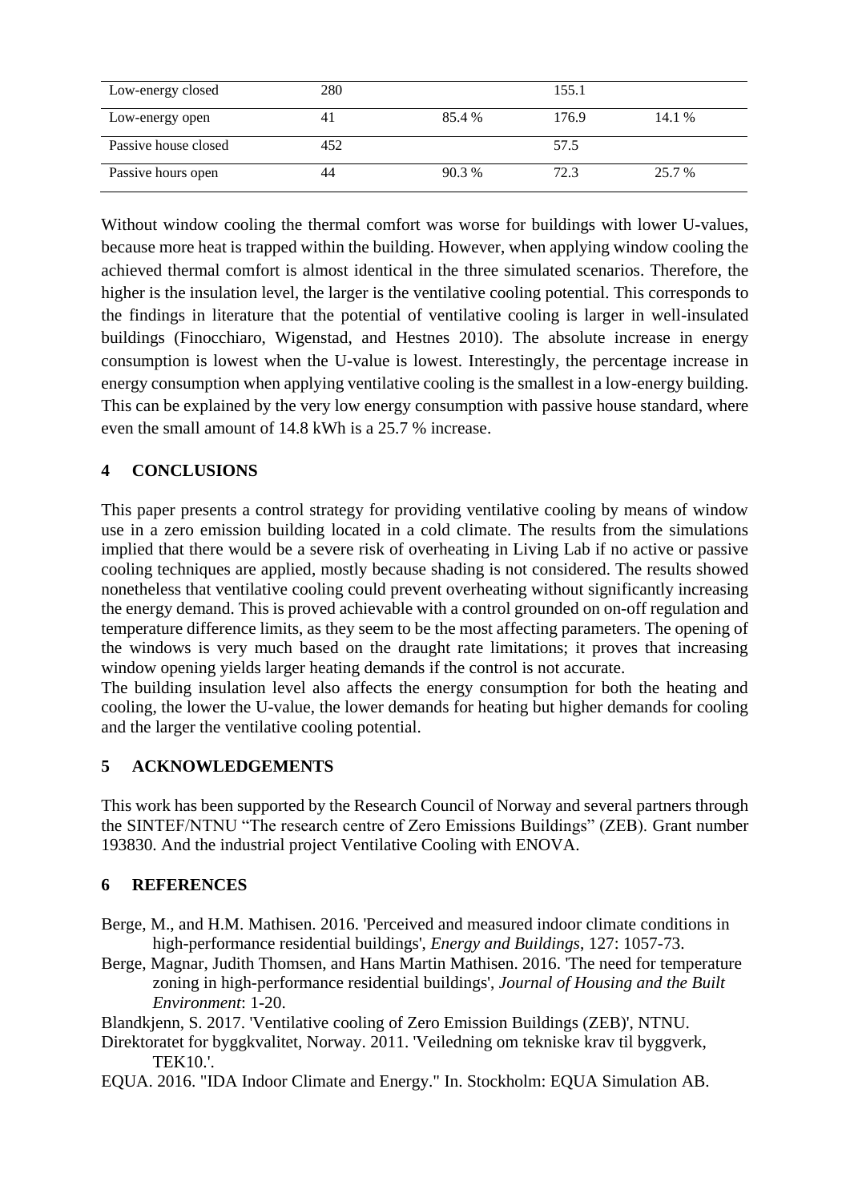| Low-energy closed | 280 | | 155.1 | |
|---|---|---|---|---|
| Low-energy open | 41 | 85.4 % | 176.9 | 14.1 % |
| Passive house closed | 452 | | 57.5 | |
| Passive hours open | 44 | 90.3 % | 72.3 | 25.7 % |

Without window cooling the thermal comfort was worse for buildings with lower U-values, because more heat is trapped within the building. However, when applying window cooling the achieved thermal comfort is almost identical in the three simulated scenarios. Therefore, the higher is the insulation level, the larger is the ventilative cooling potential. This corresponds to the findings in literature that the potential of ventilative cooling is larger in well-insulated buildings (Finocchiaro, Wigenstad, and Hestnes 2010). The absolute increase in energy consumption is lowest when the U-value is lowest. Interestingly, the percentage increase in energy consumption when applying ventilative cooling is the smallest in a low-energy building. This can be explained by the very low energy consumption with passive house standard, where even the small amount of 14.8 kWh is a 25.7 % increase.

## 4 CONCLUSIONS

This paper presents a control strategy for providing ventilative cooling by means of window use in a zero emission building located in a cold climate. The results from the simulations implied that there would be a severe risk of overheating in Living Lab if no active or passive cooling techniques are applied, mostly because shading is not considered. The results showed nonetheless that ventilative cooling could prevent overheating without significantly increasing the energy demand. This is proved achievable with a control grounded on on-off regulation and temperature difference limits, as they seem to be the most affecting parameters. The opening of the windows is very much based on the draught rate limitations; it proves that increasing window opening yields larger heating demands if the control is not accurate.
The building insulation level also affects the energy consumption for both the heating and cooling, the lower the U-value, the lower demands for heating but higher demands for cooling and the larger the ventilative cooling potential.

## 5 ACKNOWLEDGEMENTS

This work has been supported by the Research Council of Norway and several partners through the SINTEF/NTNU "The research centre of Zero Emissions Buildings" (ZEB). Grant number 193830. And the industrial project Ventilative Cooling with ENOVA.

## 6 REFERENCES

Berge, M., and H.M. Mathisen. 2016. 'Perceived and measured indoor climate conditions in high-performance residential buildings', *Energy and Buildings*, 127: 1057-73.

Berge, Magnar, Judith Thomsen, and Hans Martin Mathisen. 2016. 'The need for temperature zoning in high-performance residential buildings', *Journal of Housing and the Built Environment*: 1-20.

Blandkjenn, S. 2017. 'Ventilative cooling of Zero Emission Buildings (ZEB)', NTNU.

Direktoratet for byggkvalitet, Norway. 2011. 'Veiledning om tekniske krav til byggverk, TEK10.'.

EQUA. 2016. "IDA Indoor Climate and Energy." In. Stockholm: EQUA Simulation AB.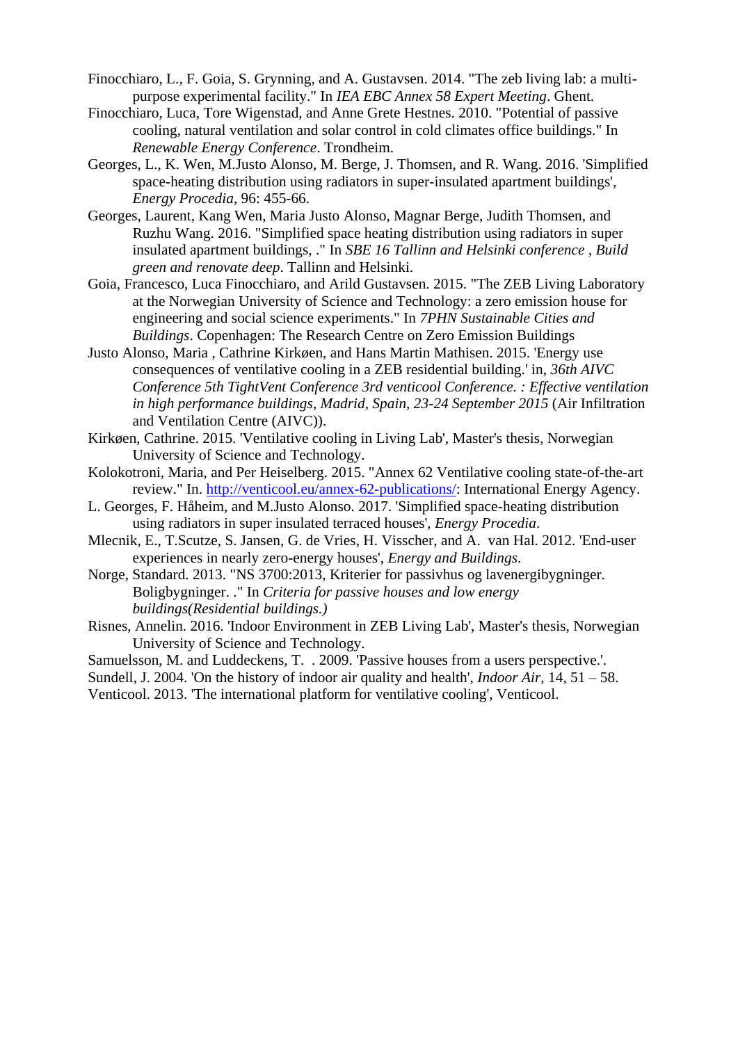Finocchiaro, L., F. Goia, S. Grynning, and A. Gustavsen. 2014. "The zeb living lab: a multi-purpose experimental facility." In *IEA EBC Annex 58 Expert Meeting*. Ghent.

Finocchiaro, Luca, Tore Wigenstad, and Anne Grete Hestnes. 2010. "Potential of passive cooling, natural ventilation and solar control in cold climates office buildings." In *Renewable Energy Conference*. Trondheim.

Georges, L., K. Wen, M.Justo Alonso, M. Berge, J. Thomsen, and R. Wang. 2016. 'Simplified space-heating distribution using radiators in super-insulated apartment buildings', *Energy Procedia*, 96: 455-66.

Georges, Laurent, Kang Wen, Maria Justo Alonso, Magnar Berge, Judith Thomsen, and Ruzhu Wang. 2016. "Simplified space heating distribution using radiators in super insulated apartment buildings, ." In *SBE 16 Tallinn and Helsinki conference , Build green and renovate deep*. Tallinn and Helsinki.

Goia, Francesco, Luca Finocchiaro, and Arild Gustavsen. 2015. "The ZEB Living Laboratory at the Norwegian University of Science and Technology: a zero emission house for engineering and social science experiments." In *7PHN Sustainable Cities and Buildings*. Copenhagen: The Research Centre on Zero Emission Buildings

Justo Alonso, Maria , Cathrine Kirkøen, and Hans Martin Mathisen. 2015. 'Energy use consequences of ventilative cooling in a ZEB residential building.' in, *36th AIVC Conference 5th TightVent Conference 3rd venticool Conference. : Effective ventilation in high performance buildings, Madrid, Spain, 23-24 September 2015* (Air Infiltration and Ventilation Centre (AIVC)).

Kirkøen, Cathrine. 2015. 'Ventilative cooling in Living Lab', Master's thesis, Norwegian University of Science and Technology.

Kolokotroni, Maria, and Per Heiselberg. 2015. "Annex 62 Ventilative cooling state-of-the-art review." In. http://venticool.eu/annex-62-publications/: International Energy Agency.

L. Georges, F. Håheim, and M.Justo Alonso. 2017. 'Simplified space-heating distribution using radiators in super insulated terraced houses', *Energy Procedia*.

Mlecnik, E., T.Scutze, S. Jansen, G. de Vries, H. Visscher, and A. van Hal. 2012. 'End-user experiences in nearly zero-energy houses', *Energy and Buildings*.

Norge, Standard. 2013. "NS 3700:2013, Kriterier for passivhus og lavenergibygninger. Boligbygninger. ." In *Criteria for passive houses and low energy buildings(Residential buildings.)*

Risnes, Annelin. 2016. 'Indoor Environment in ZEB Living Lab', Master's thesis, Norwegian University of Science and Technology.

Samuelsson, M. and Luddeckens, T. . 2009. 'Passive houses from a users perspective.'.

Sundell, J. 2004. 'On the history of indoor air quality and health', *Indoor Air*, 14, 51 – 58.

Venticool. 2013. 'The international platform for ventilative cooling', Venticool.